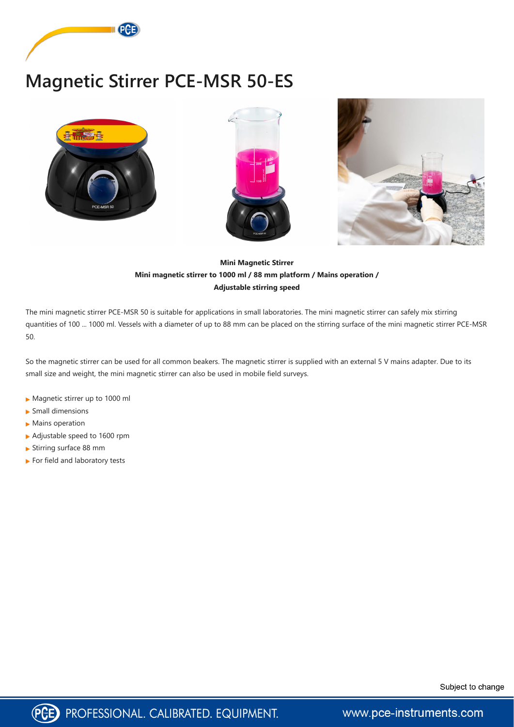# Magnetic Stirrer PCE-MSR 50-ES

**Mini Magnetic Stirrer**
**Mini magnetic stirrer to 1000 ml / 88 mm platform / Mains operation / Adjustable stirring speed**

The mini magnetic stirrer PCE-MSR 50 is suitable for applications in small laboratories. The mini magnetic stirrer can safely mix stirring quantities of 100 ... 1000 ml. Vessels with a diameter of up to 88 mm can be placed on the stirring surface of the mini magnetic stirrer PCE-MSR 50.

So the magnetic stirrer can be used for all common beakers. The magnetic stirrer is supplied with an external 5 V mains adapter. Due to its small size and weight, the mini magnetic stirrer can also be used in mobile field surveys.

- Magnetic stirrer up to 1000 ml
- Small dimensions
- Mains operation
- Adjustable speed to 1600 rpm
- Stirring surface 88 mm
- For field and laboratory tests

Subject to change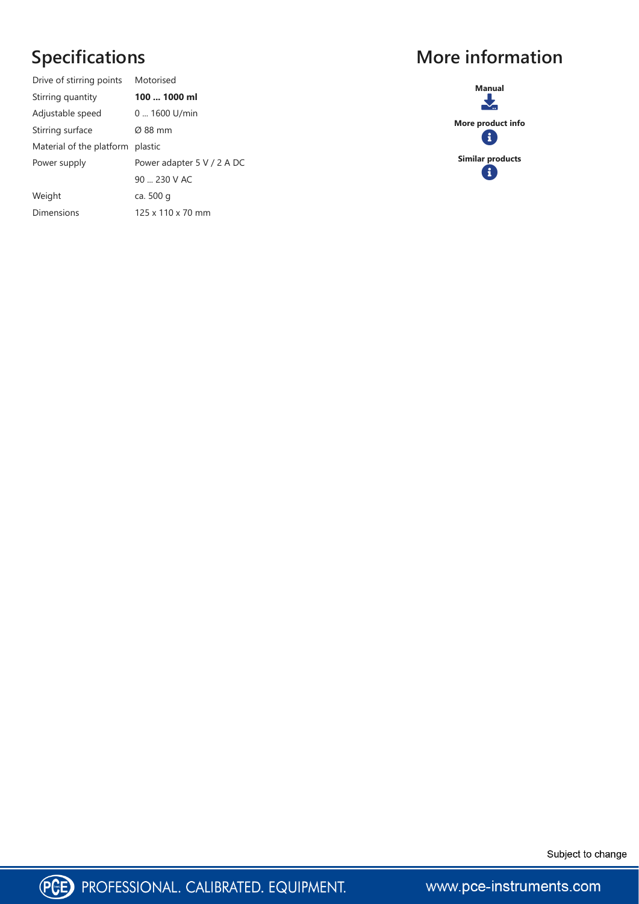## Specifications

| | |
|---|---|
| Drive of stirring points | Motorised |
| Stirring quantity | **100 ... 1000 ml** |
| Adjustable speed | 0 ... 1600 U/min |
| Stirring surface | Ø 88 mm |
| Material of the platform | plastic |
| Power supply | Power adapter 5 V / 2 A DC |
| | 90 ... 230 V AC |
| Weight | ca. 500 g |
| Dimensions | 125 x 110 x 70 mm |

## More information

**Manual**

**More product info**

**Similar products**

Subject to change

PROFESSIONAL. CALIBRATED. EQUIPMENT.

www.pce-instruments.com